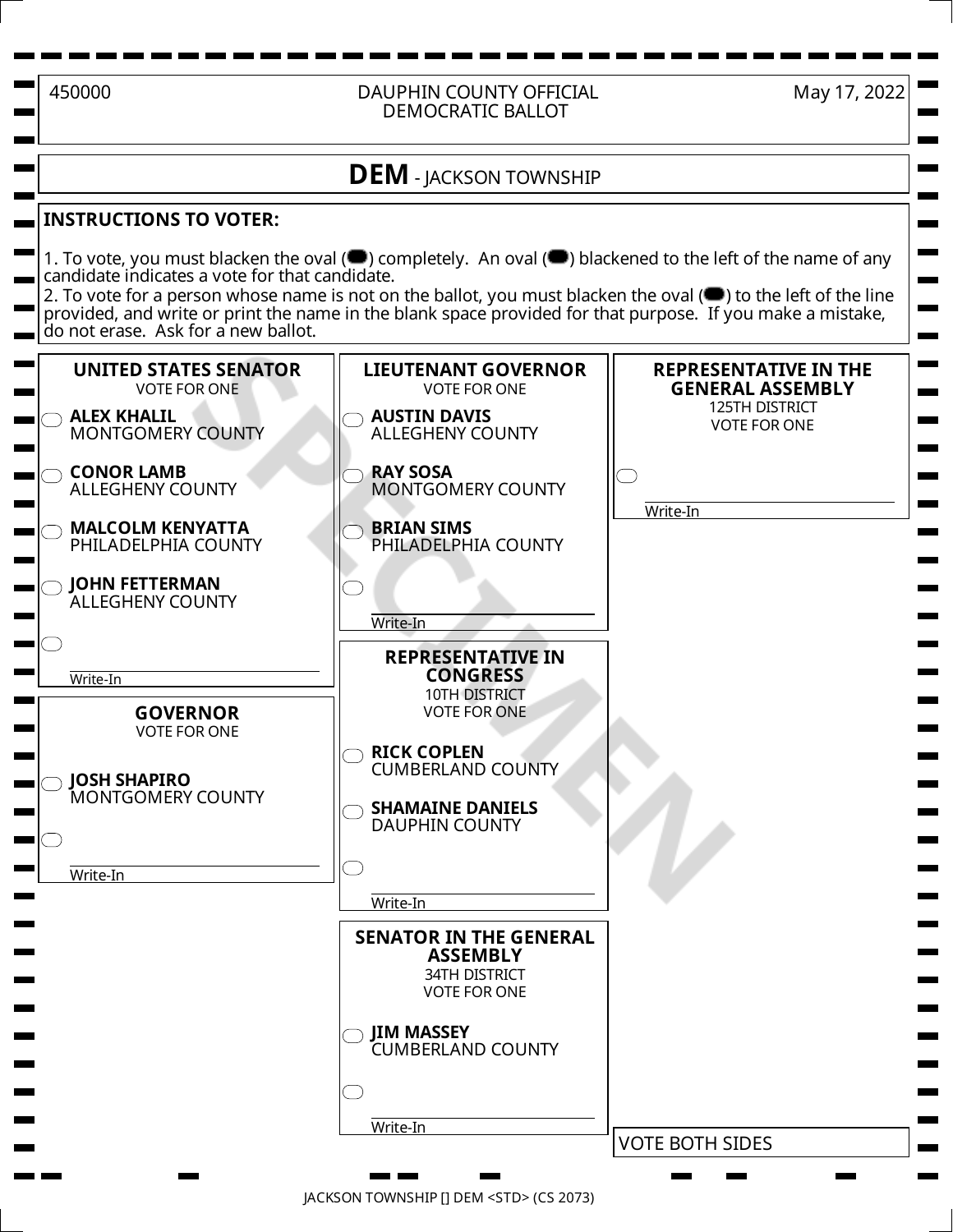450000

DAUPHIN COUNTY OFFICIAL
DEMOCRATIC BALLOT

May 17, 2022

# DEM - JACKSON TOWNSHIP

**INSTRUCTIONS TO VOTER:**

1. To vote, you must blacken the oval (⬬) completely. An oval (⬬) blackened to the left of the name of any candidate indicates a vote for that candidate.
2. To vote for a person whose name is not on the ballot, you must blacken the oval (⬬) to the left of the line provided, and write or print the name in the blank space provided for that purpose. If you make a mistake, do not erase. Ask for a new ballot.

## UNITED STATES SENATOR
VOTE FOR ONE

- ⬭ **ALEX KHALIL**
  MONTGOMERY COUNTY
- ⬭ **CONOR LAMB**
  ALLEGHENY COUNTY
- ⬭ **MALCOLM KENYATTA**
  PHILADELPHIA COUNTY
- ⬭ **JOHN FETTERMAN**
  ALLEGHENY COUNTY
- ⬭ ____________ Write-In

## GOVERNOR
VOTE FOR ONE

- ⬭ **JOSH SHAPIRO**
  MONTGOMERY COUNTY
- ⬭ ____________ Write-In

## LIEUTENANT GOVERNOR
VOTE FOR ONE

- ⬭ **AUSTIN DAVIS**
  ALLEGHENY COUNTY
- ⬭ **RAY SOSA**
  MONTGOMERY COUNTY
- ⬭ **BRIAN SIMS**
  PHILADELPHIA COUNTY
- ⬭ ____________ Write-In

## REPRESENTATIVE IN CONGRESS
10TH DISTRICT
VOTE FOR ONE

- ⬭ **RICK COPLEN**
  CUMBERLAND COUNTY
- ⬭ **SHAMAINE DANIELS**
  DAUPHIN COUNTY
- ⬭ ____________ Write-In

## SENATOR IN THE GENERAL ASSEMBLY
34TH DISTRICT
VOTE FOR ONE

- ⬭ **JIM MASSEY**
  CUMBERLAND COUNTY
- ⬭ ____________ Write-In

## REPRESENTATIVE IN THE GENERAL ASSEMBLY
125TH DISTRICT
VOTE FOR ONE

- ⬭ ____________ Write-In

VOTE BOTH SIDES

JACKSON TOWNSHIP [] DEM <STD> (CS 2073)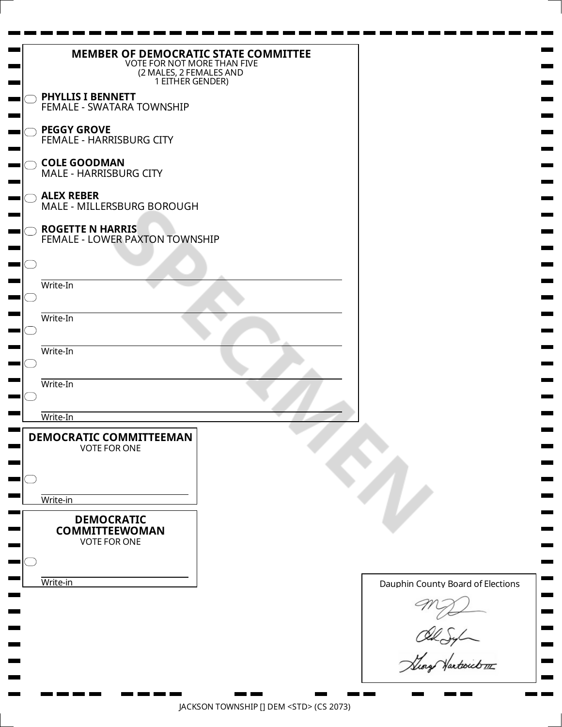## MEMBER OF DEMOCRATIC STATE COMMITTEE

VOTE FOR NOT MORE THAN FIVE
(2 MALES, 2 FEMALES AND
1 EITHER GENDER)

- ◯ **PHYLLIS I BENNETT**
  FEMALE - SWATARA TOWNSHIP
- ◯ **PEGGY GROVE**
  FEMALE - HARRISBURG CITY
- ◯ **COLE GOODMAN**
  MALE - HARRISBURG CITY
- ◯ **ALEX REBER**
  MALE - MILLERSBURG BOROUGH
- ◯ **ROGETTE N HARRIS**
  FEMALE - LOWER PAXTON TOWNSHIP
- ◯ Write-In
- ◯ Write-In
- ◯ Write-In
- ◯ Write-In
- ◯ Write-In

## DEMOCRATIC COMMITTEEMAN

VOTE FOR ONE

- ◯ Write-in

## DEMOCRATIC COMMITTEEWOMAN

VOTE FOR ONE

- ◯ Write-in

SPECIMEN

Dauphin County Board of Elections

JACKSON TOWNSHIP [] DEM <STD> (CS 2073)